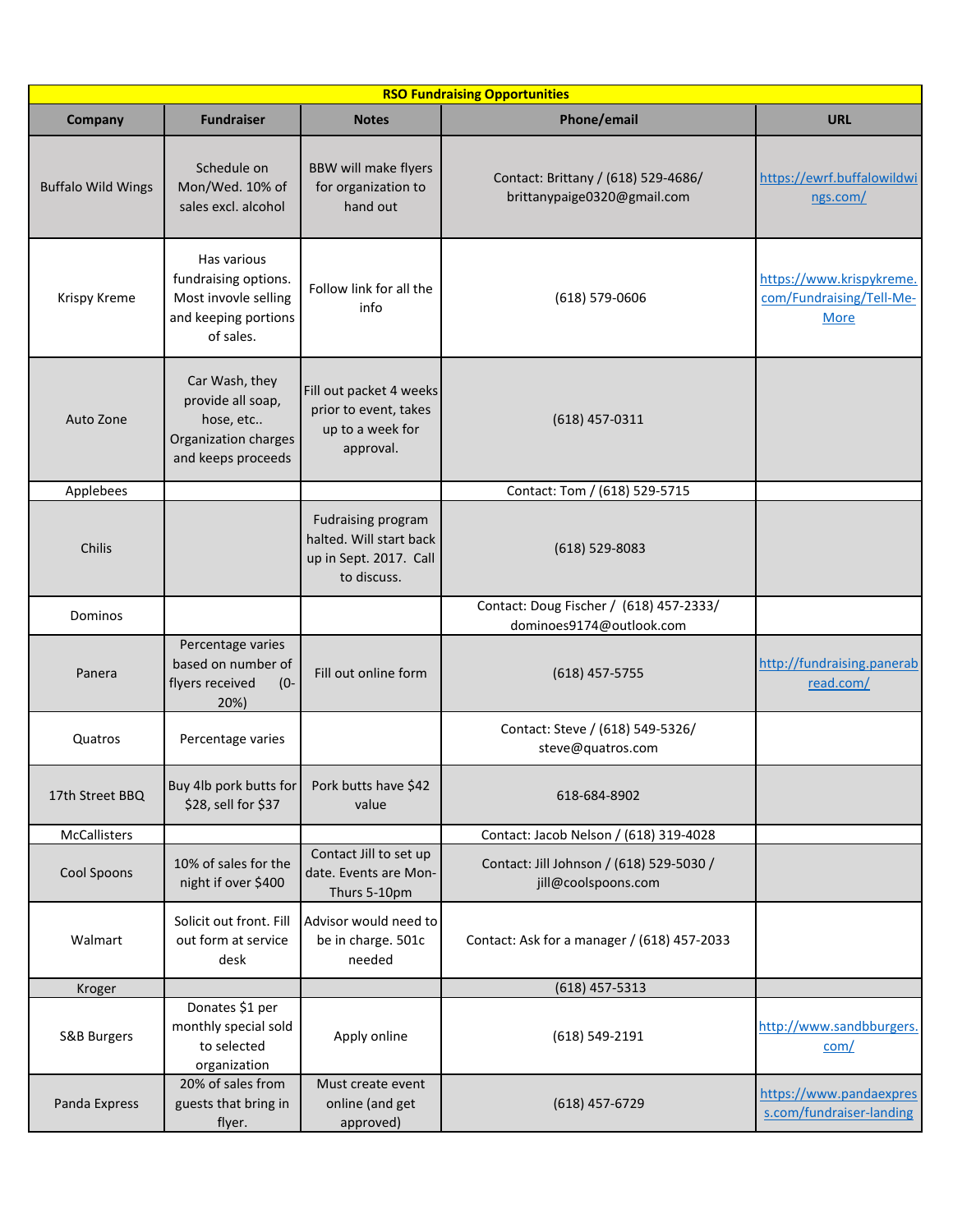| RSO Fundraising Opportunities | | | | |
|---|---|---|---|---|
| **Company** | **Fundraiser** | **Notes** | **Phone/email** | **URL** |
| Buffalo Wild Wings | Schedule on Mon/Wed. 10% of sales excl. alcohol | BBW will make flyers for organization to hand out | Contact: Brittany / (618) 529-4686/ brittanypaige0320@gmail.com | https://ewrf.buffalowildwings.com/ |
| Krispy Kreme | Has various fundraising options. Most invovle selling and keeping portions of sales. | Follow link for all the info | (618) 579-0606 | https://www.krispykreme.com/Fundraising/Tell-Me-More |
| Auto Zone | Car Wash, they provide all soap, hose, etc.. Organization charges and keeps proceeds | Fill out packet 4 weeks prior to event, takes up to a week for approval. | (618) 457-0311 | |
| Applebees | | | Contact: Tom / (618) 529-5715 | |
| Chilis | | Fudraising program halted. Will start back up in Sept. 2017. Call to discuss. | (618) 529-8083 | |
| Dominos | | | Contact: Doug Fischer / (618) 457-2333/ dominoes9174@outlook.com | |
| Panera | Percentage varies based on number of flyers received (0-20%) | Fill out online form | (618) 457-5755 | http://fundraising.panerabread.com/ |
| Quatros | Percentage varies | | Contact: Steve / (618) 549-5326/ steve@quatros.com | |
| 17th Street BBQ | Buy 4lb pork butts for $28, sell for $37 | Pork butts have $42 value | 618-684-8902 | |
| McCallisters | | | Contact: Jacob Nelson / (618) 319-4028 | |
| Cool Spoons | 10% of sales for the night if over $400 | Contact Jill to set up date. Events are Mon-Thurs 5-10pm | Contact: Jill Johnson / (618) 529-5030 / jill@coolspoons.com | |
| Walmart | Solicit out front. Fill out form at service desk | Advisor would need to be in charge. 501c needed | Contact: Ask for a manager / (618) 457-2033 | |
| Kroger | | | (618) 457-5313 | |
| S&B Burgers | Donates $1 per monthly special sold to selected organization | Apply online | (618) 549-2191 | http://www.sandbburgers.com/ |
| Panda Express | 20% of sales from guests that bring in flyer. | Must create event online (and get approved) | (618) 457-6729 | https://www.pandaexpress.com/fundraiser-landing |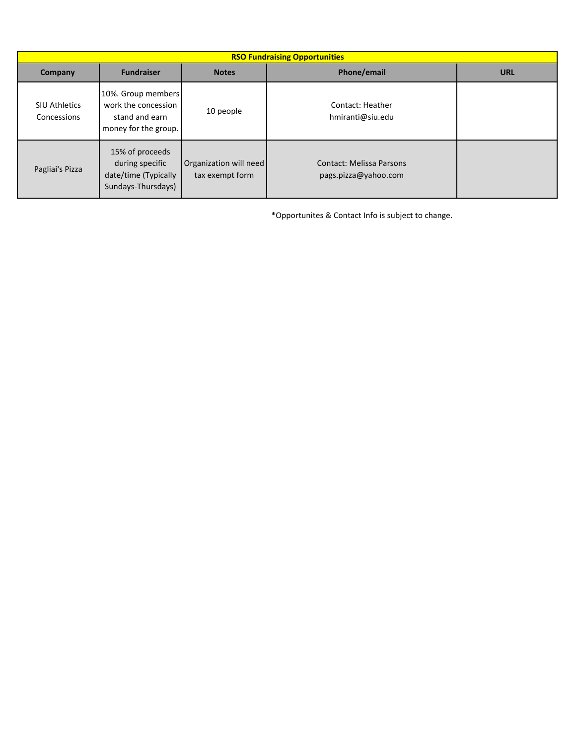| RSO Fundraising Opportunities | | | | |
|---|---|---|---|---|
| **Company** | **Fundraiser** | **Notes** | **Phone/email** | **URL** |
| SIU Athletics Concessions | 10%. Group members work the concession stand and earn money for the group. | 10 people | Contact: Heather hmiranti@siu.edu | |
| Pagliai's Pizza | 15% of proceeds during specific date/time (Typically Sundays-Thursdays) | Organization will need tax exempt form | Contact: Melissa Parsons pags.pizza@yahoo.com | |

*Opportunites & Contact Info is subject to change.